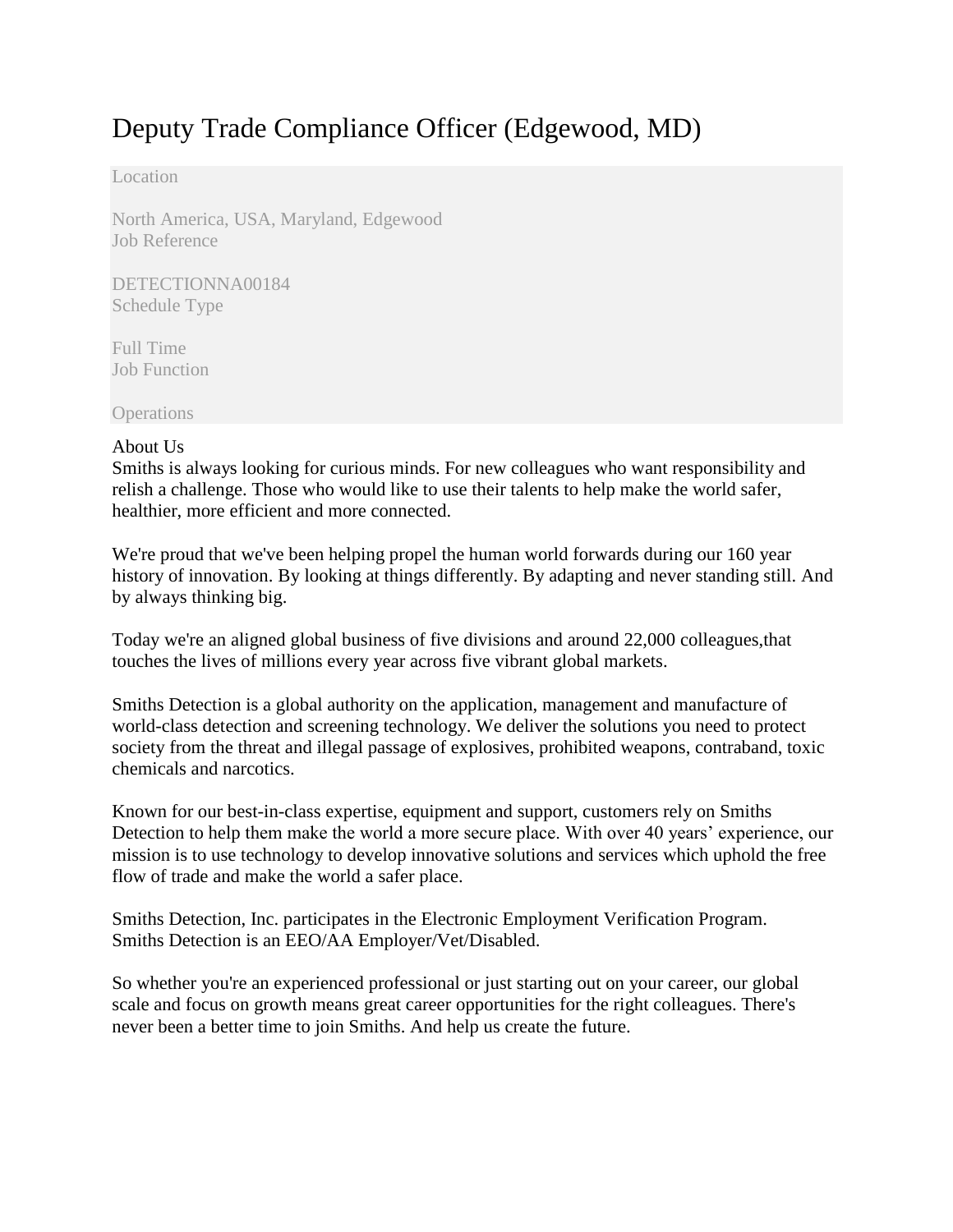# Deputy Trade Compliance Officer (Edgewood, MD)

Location

North America, USA, Maryland, Edgewood

Job Reference

DETECTIONNA00184

Schedule Type

Full Time

Job Function

Operations

About Us

Smiths is always looking for curious minds. For new colleagues who want responsibility and relish a challenge. Those who would like to use their talents to help make the world safer, healthier, more efficient and more connected.

We're proud that we've been helping propel the human world forwards during our 160 year history of innovation. By looking at things differently. By adapting and never standing still. And by always thinking big.

Today we're an aligned global business of five divisions and around 22,000 colleagues,that touches the lives of millions every year across five vibrant global markets.

Smiths Detection is a global authority on the application, management and manufacture of world-class detection and screening technology. We deliver the solutions you need to protect society from the threat and illegal passage of explosives, prohibited weapons, contraband, toxic chemicals and narcotics.

Known for our best-in-class expertise, equipment and support, customers rely on Smiths Detection to help them make the world a more secure place. With over 40 years' experience, our mission is to use technology to develop innovative solutions and services which uphold the free flow of trade and make the world a safer place.

Smiths Detection, Inc. participates in the Electronic Employment Verification Program.
Smiths Detection is an EEO/AA Employer/Vet/Disabled.

So whether you're an experienced professional or just starting out on your career, our global scale and focus on growth means great career opportunities for the right colleagues. There's never been a better time to join Smiths. And help us create the future.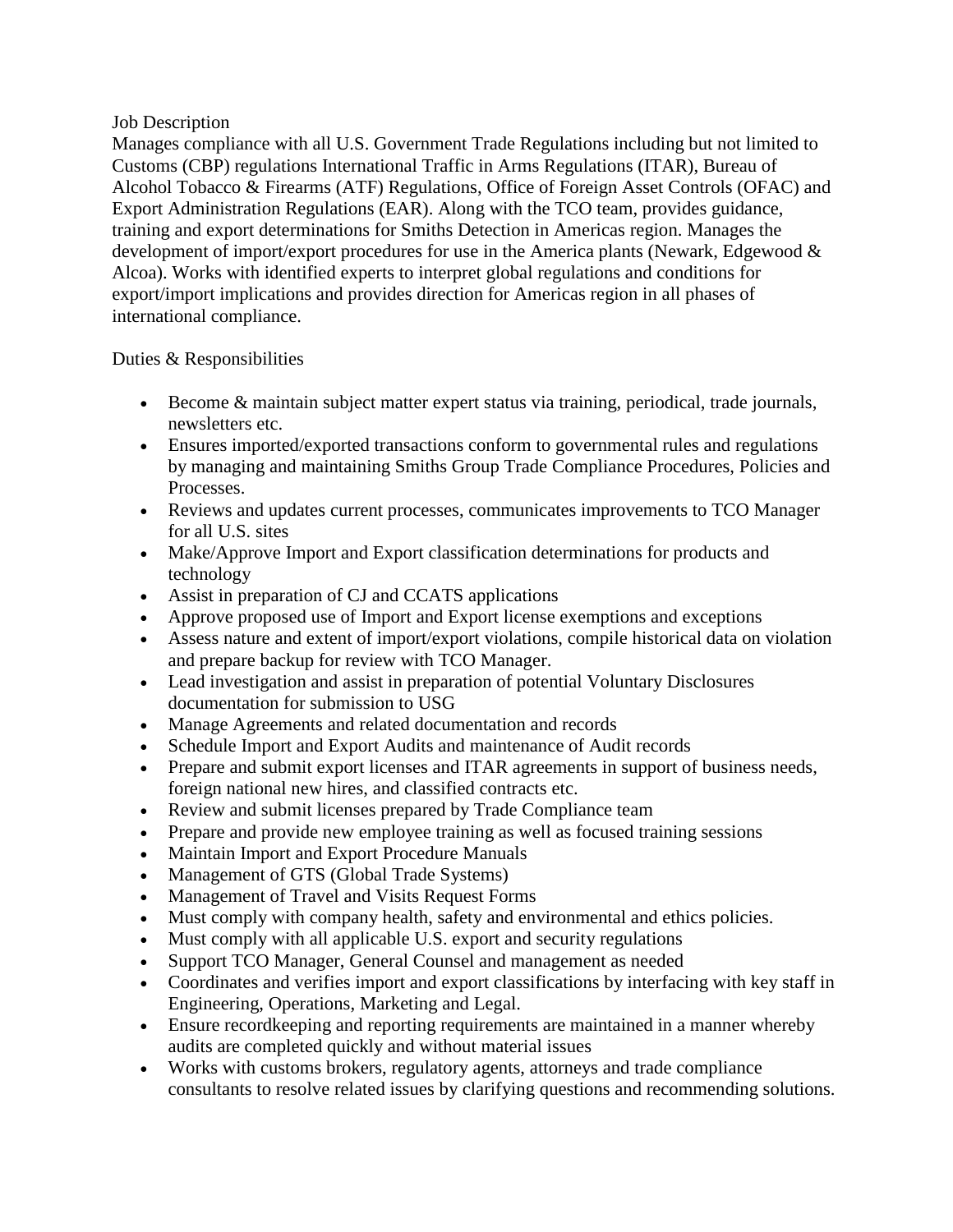Job Description

Manages compliance with all U.S. Government Trade Regulations including but not limited to Customs (CBP) regulations International Traffic in Arms Regulations (ITAR), Bureau of Alcohol Tobacco & Firearms (ATF) Regulations, Office of Foreign Asset Controls (OFAC) and Export Administration Regulations (EAR). Along with the TCO team, provides guidance, training and export determinations for Smiths Detection in Americas region. Manages the development of import/export procedures for use in the America plants (Newark, Edgewood & Alcoa). Works with identified experts to interpret global regulations and conditions for export/import implications and provides direction for Americas region in all phases of international compliance.

Duties & Responsibilities

- Become & maintain subject matter expert status via training, periodical, trade journals, newsletters etc.
- Ensures imported/exported transactions conform to governmental rules and regulations by managing and maintaining Smiths Group Trade Compliance Procedures, Policies and Processes.
- Reviews and updates current processes, communicates improvements to TCO Manager for all U.S. sites
- Make/Approve Import and Export classification determinations for products and technology
- Assist in preparation of CJ and CCATS applications
- Approve proposed use of Import and Export license exemptions and exceptions
- Assess nature and extent of import/export violations, compile historical data on violation and prepare backup for review with TCO Manager.
- Lead investigation and assist in preparation of potential Voluntary Disclosures documentation for submission to USG
- Manage Agreements and related documentation and records
- Schedule Import and Export Audits and maintenance of Audit records
- Prepare and submit export licenses and ITAR agreements in support of business needs, foreign national new hires, and classified contracts etc.
- Review and submit licenses prepared by Trade Compliance team
- Prepare and provide new employee training as well as focused training sessions
- Maintain Import and Export Procedure Manuals
- Management of GTS (Global Trade Systems)
- Management of Travel and Visits Request Forms
- Must comply with company health, safety and environmental and ethics policies.
- Must comply with all applicable U.S. export and security regulations
- Support TCO Manager, General Counsel and management as needed
- Coordinates and verifies import and export classifications by interfacing with key staff in Engineering, Operations, Marketing and Legal.
- Ensure recordkeeping and reporting requirements are maintained in a manner whereby audits are completed quickly and without material issues
- Works with customs brokers, regulatory agents, attorneys and trade compliance consultants to resolve related issues by clarifying questions and recommending solutions.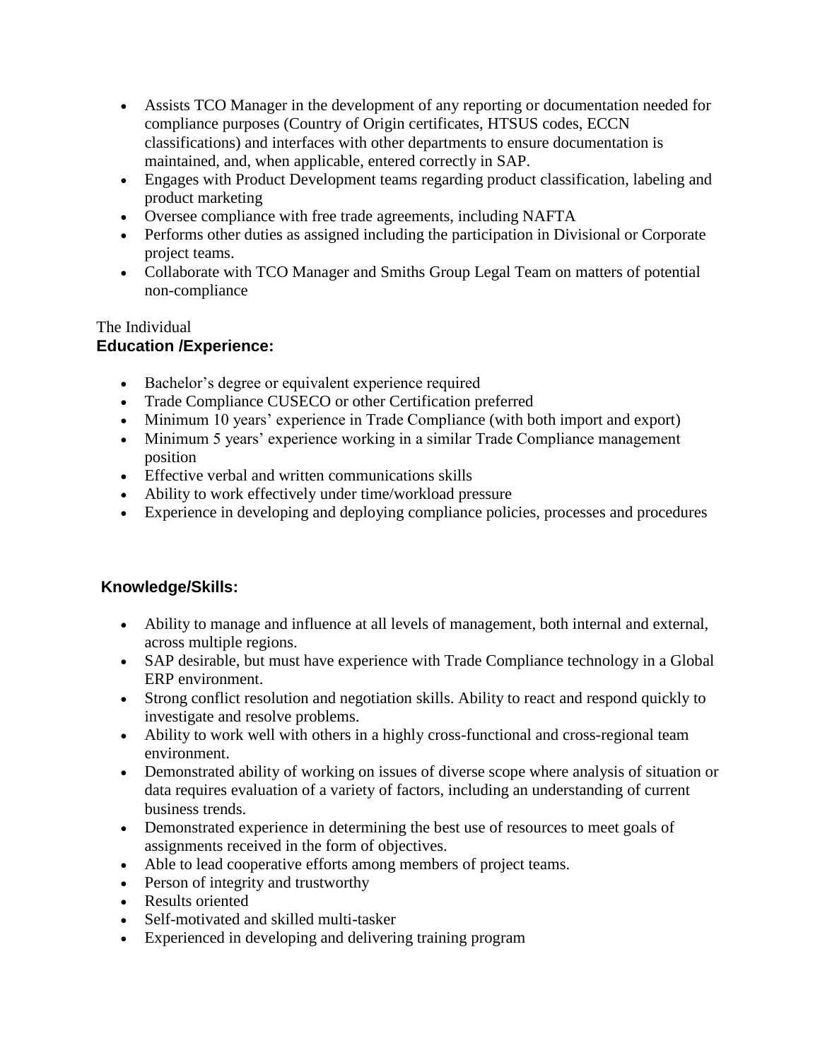- Assists TCO Manager in the development of any reporting or documentation needed for compliance purposes (Country of Origin certificates, HTSUS codes, ECCN classifications) and interfaces with other departments to ensure documentation is maintained, and, when applicable, entered correctly in SAP.
- Engages with Product Development teams regarding product classification, labeling and product marketing
- Oversee compliance with free trade agreements, including NAFTA
- Performs other duties as assigned including the participation in Divisional or Corporate project teams.
- Collaborate with TCO Manager and Smiths Group Legal Team on matters of potential non-compliance

The Individual

**Education /Experience:**

- Bachelor's degree or equivalent experience required
- Trade Compliance CUSECO or other Certification preferred
- Minimum 10 years' experience in Trade Compliance (with both import and export)
- Minimum 5 years' experience working in a similar Trade Compliance management position
- Effective verbal and written communications skills
- Ability to work effectively under time/workload pressure
- Experience in developing and deploying compliance policies, processes and procedures

**Knowledge/Skills:**

- Ability to manage and influence at all levels of management, both internal and external, across multiple regions.
- SAP desirable, but must have experience with Trade Compliance technology in a Global ERP environment.
- Strong conflict resolution and negotiation skills. Ability to react and respond quickly to investigate and resolve problems.
- Ability to work well with others in a highly cross-functional and cross-regional team environment.
- Demonstrated ability of working on issues of diverse scope where analysis of situation or data requires evaluation of a variety of factors, including an understanding of current business trends.
- Demonstrated experience in determining the best use of resources to meet goals of assignments received in the form of objectives.
- Able to lead cooperative efforts among members of project teams.
- Person of integrity and trustworthy
- Results oriented
- Self-motivated and skilled multi-tasker
- Experienced in developing and delivering training program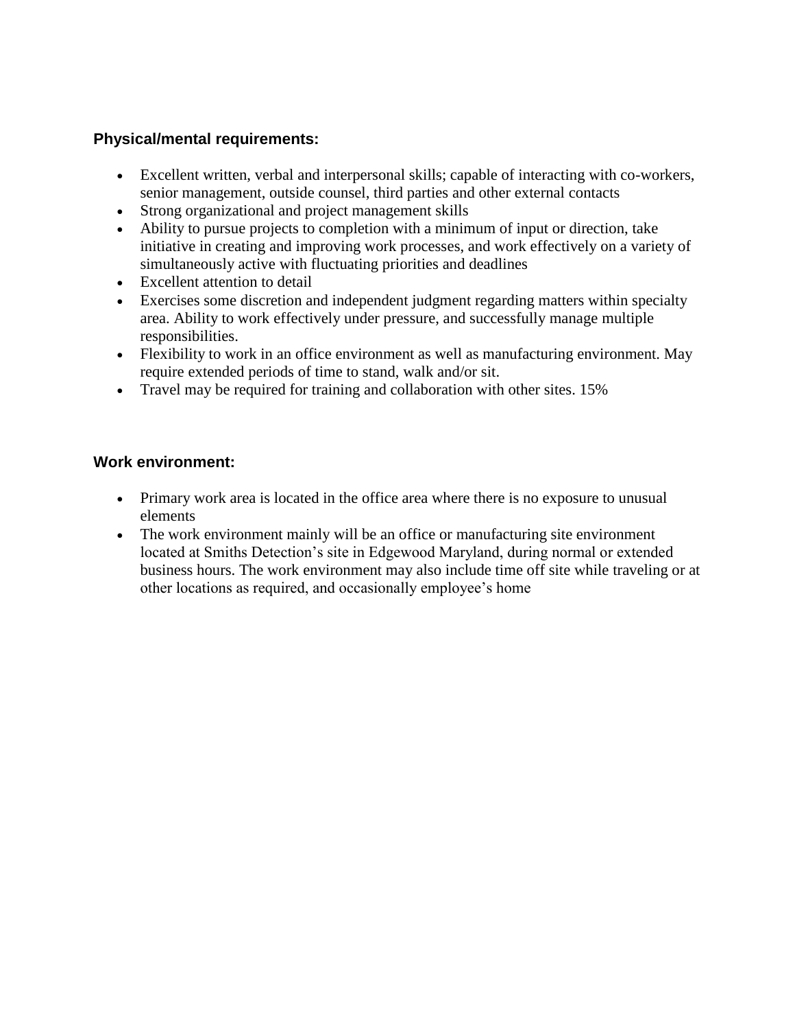**Physical/mental requirements:**

- Excellent written, verbal and interpersonal skills; capable of interacting with co-workers, senior management, outside counsel, third parties and other external contacts
- Strong organizational and project management skills
- Ability to pursue projects to completion with a minimum of input or direction, take initiative in creating and improving work processes, and work effectively on a variety of simultaneously active with fluctuating priorities and deadlines
- Excellent attention to detail
- Exercises some discretion and independent judgment regarding matters within specialty area. Ability to work effectively under pressure, and successfully manage multiple responsibilities.
- Flexibility to work in an office environment as well as manufacturing environment. May require extended periods of time to stand, walk and/or sit.
- Travel may be required for training and collaboration with other sites. 15%

**Work environment:**

- Primary work area is located in the office area where there is no exposure to unusual elements
- The work environment mainly will be an office or manufacturing site environment located at Smiths Detection's site in Edgewood Maryland, during normal or extended business hours. The work environment may also include time off site while traveling or at other locations as required, and occasionally employee's home